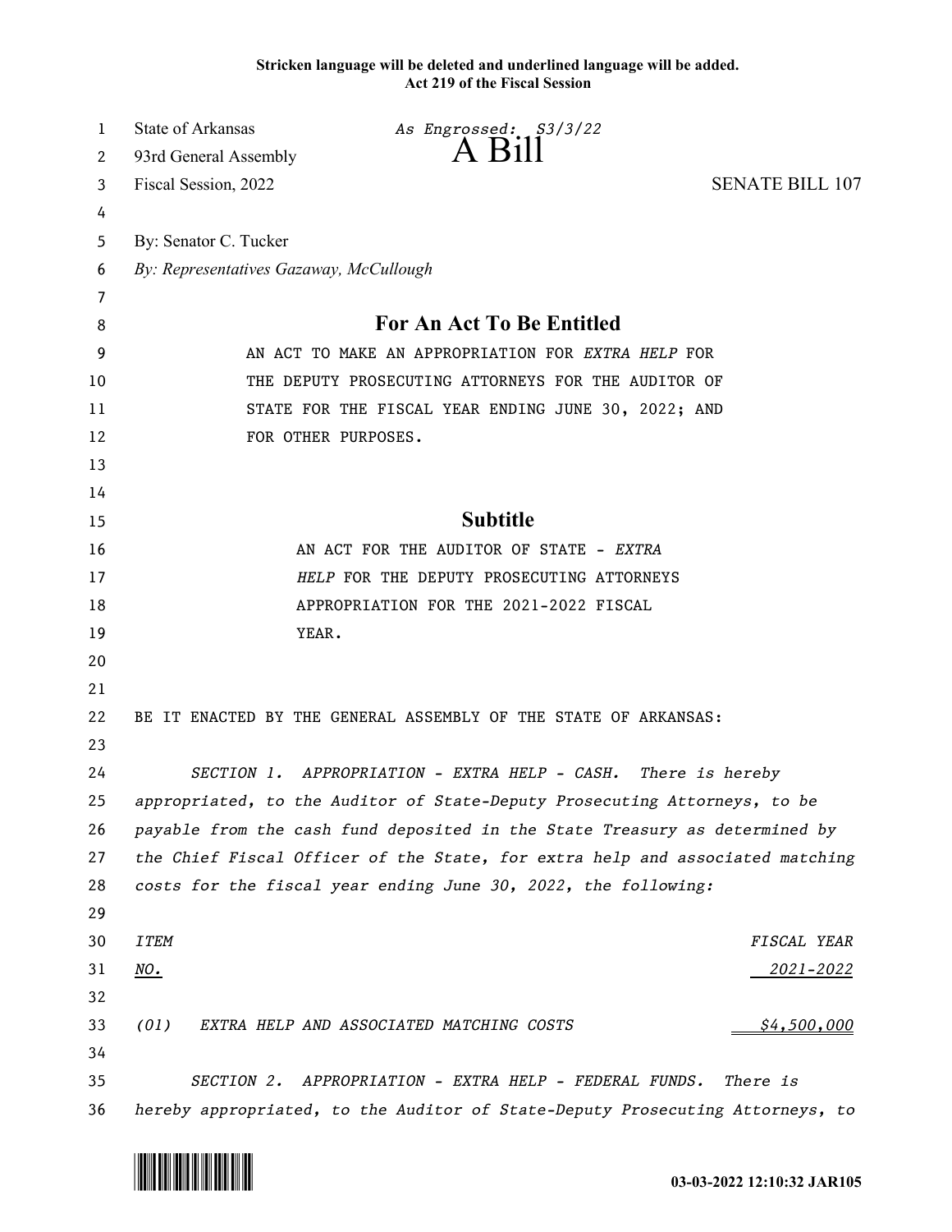Stricken language will be deleted and underlined language will be added.
Act 219 of the Fiscal Session

State of Arkansas
93rd General Assembly
Fiscal Session, 2022

*As Engrossed: S3/3/22*

A Bill

SENATE BILL 107

By: Senator C. Tucker

*By: Representatives Gazaway, McCullough*

## For An Act To Be Entitled

AN ACT TO MAKE AN APPROPRIATION FOR *EXTRA HELP* FOR THE DEPUTY PROSECUTING ATTORNEYS FOR THE AUDITOR OF STATE FOR THE FISCAL YEAR ENDING JUNE 30, 2022; AND FOR OTHER PURPOSES.

## Subtitle

AN ACT FOR THE AUDITOR OF STATE - *EXTRA HELP* FOR THE DEPUTY PROSECUTING ATTORNEYS APPROPRIATION FOR THE 2021-2022 FISCAL YEAR.

BE IT ENACTED BY THE GENERAL ASSEMBLY OF THE STATE OF ARKANSAS:

*SECTION 1. APPROPRIATION - EXTRA HELP - CASH. There is hereby appropriated, to the Auditor of State-Deputy Prosecuting Attorneys, to be payable from the cash fund deposited in the State Treasury as determined by the Chief Fiscal Officer of the State, for extra help and associated matching costs for the fiscal year ending June 30, 2022, the following:*

| *ITEM NO.* | | *FISCAL YEAR 2021-2022* |
|---|---|---|
| *(01)* | *EXTRA HELP AND ASSOCIATED MATCHING COSTS* | *$4,500,000* |

*SECTION 2. APPROPRIATION - EXTRA HELP - FEDERAL FUNDS. There is hereby appropriated, to the Auditor of State-Deputy Prosecuting Attorneys, to*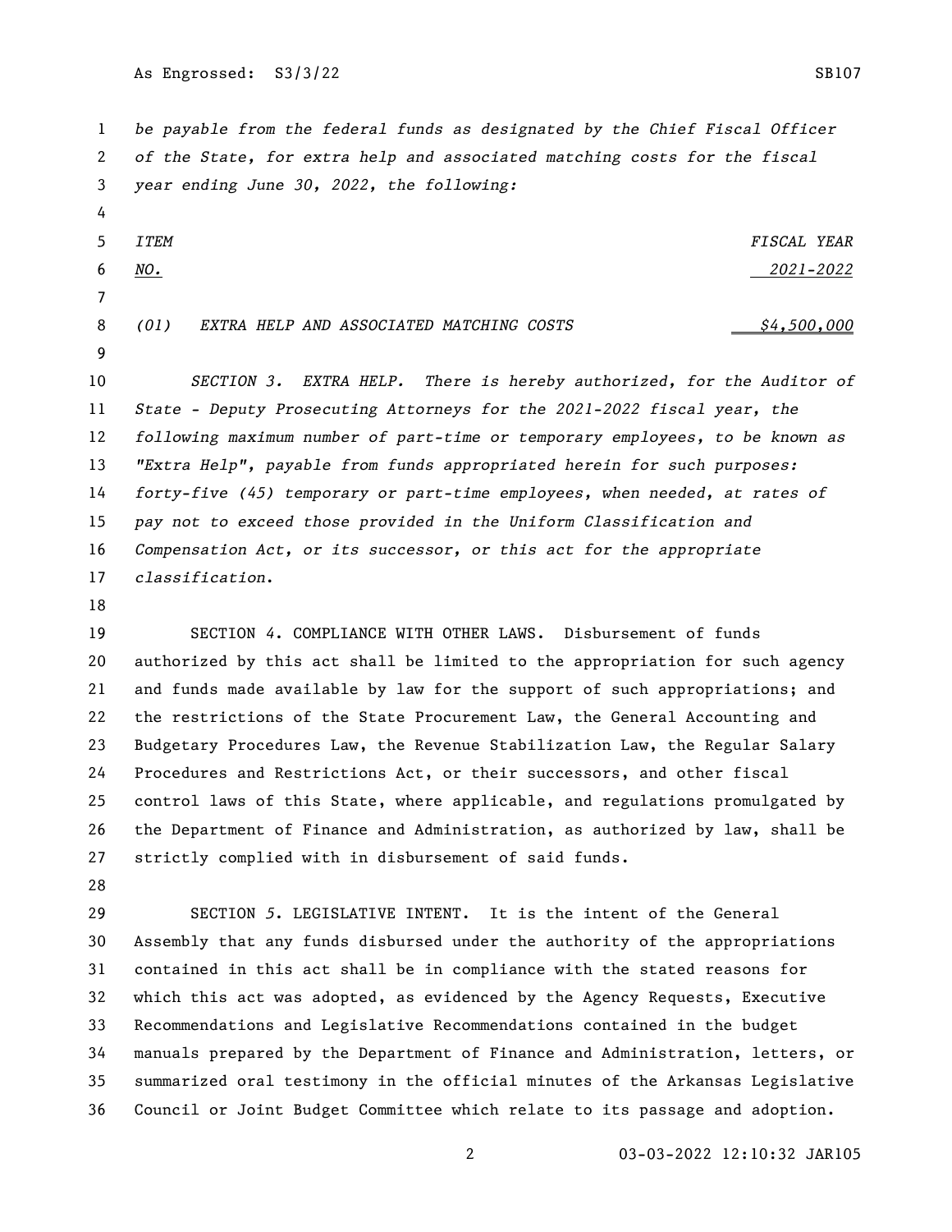*be payable from the federal funds as designated by the Chief Fiscal Officer of the State, for extra help and associated matching costs for the fiscal year ending June 30, 2022, the following:*

| *ITEM NO.* | | *FISCAL YEAR 2021-2022* |
|---|---|---|
| *(01)* | *EXTRA HELP AND ASSOCIATED MATCHING COSTS* | *$4,500,000* |

*SECTION 3. EXTRA HELP. There is hereby authorized, for the Auditor of State - Deputy Prosecuting Attorneys for the 2021-2022 fiscal year, the following maximum number of part-time or temporary employees, to be known as "Extra Help", payable from funds appropriated herein for such purposes: forty-five (45) temporary or part-time employees, when needed, at rates of pay not to exceed those provided in the Uniform Classification and Compensation Act, or its successor, or this act for the appropriate classification.*

SECTION *4*. COMPLIANCE WITH OTHER LAWS. Disbursement of funds authorized by this act shall be limited to the appropriation for such agency and funds made available by law for the support of such appropriations; and the restrictions of the State Procurement Law, the General Accounting and Budgetary Procedures Law, the Revenue Stabilization Law, the Regular Salary Procedures and Restrictions Act, or their successors, and other fiscal control laws of this State, where applicable, and regulations promulgated by the Department of Finance and Administration, as authorized by law, shall be strictly complied with in disbursement of said funds.

SECTION *5*. LEGISLATIVE INTENT. It is the intent of the General Assembly that any funds disbursed under the authority of the appropriations contained in this act shall be in compliance with the stated reasons for which this act was adopted, as evidenced by the Agency Requests, Executive Recommendations and Legislative Recommendations contained in the budget manuals prepared by the Department of Finance and Administration, letters, or summarized oral testimony in the official minutes of the Arkansas Legislative Council or Joint Budget Committee which relate to its passage and adoption.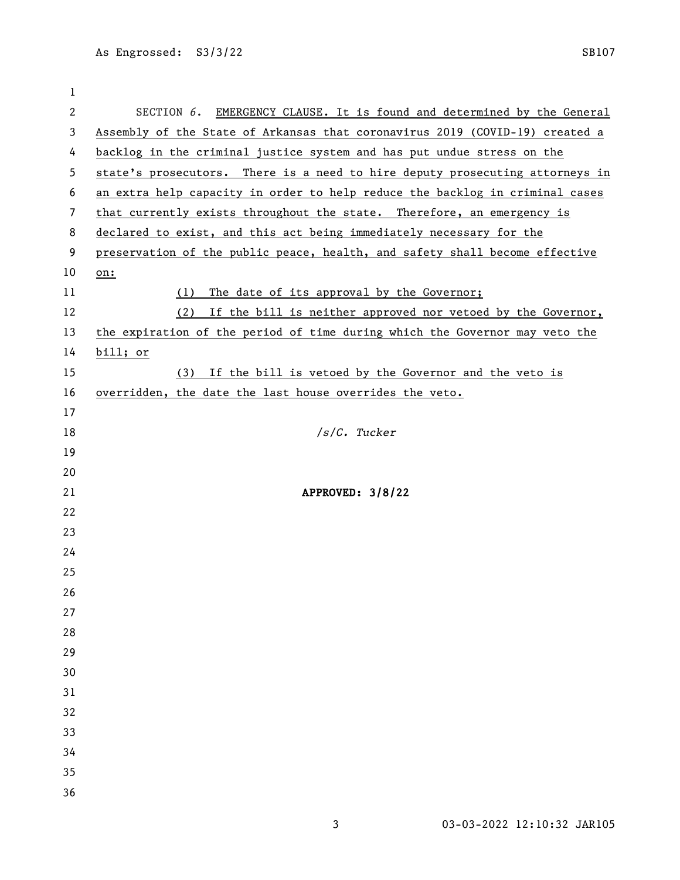SECTION *6*. EMERGENCY CLAUSE. It is found and determined by the General Assembly of the State of Arkansas that coronavirus 2019 (COVID-19) created a backlog in the criminal justice system and has put undue stress on the state's prosecutors. There is a need to hire deputy prosecuting attorneys in an extra help capacity in order to help reduce the backlog in criminal cases that currently exists throughout the state. Therefore, an emergency is declared to exist, and this act being immediately necessary for the preservation of the public peace, health, and safety shall become effective on:

(1) The date of its approval by the Governor;

(2) If the bill is neither approved nor vetoed by the Governor, the expiration of the period of time during which the Governor may veto the bill; or

(3) If the bill is vetoed by the Governor and the veto is overridden, the date the last house overrides the veto.

*/s/C. Tucker*

**APPROVED: 3/8/22**